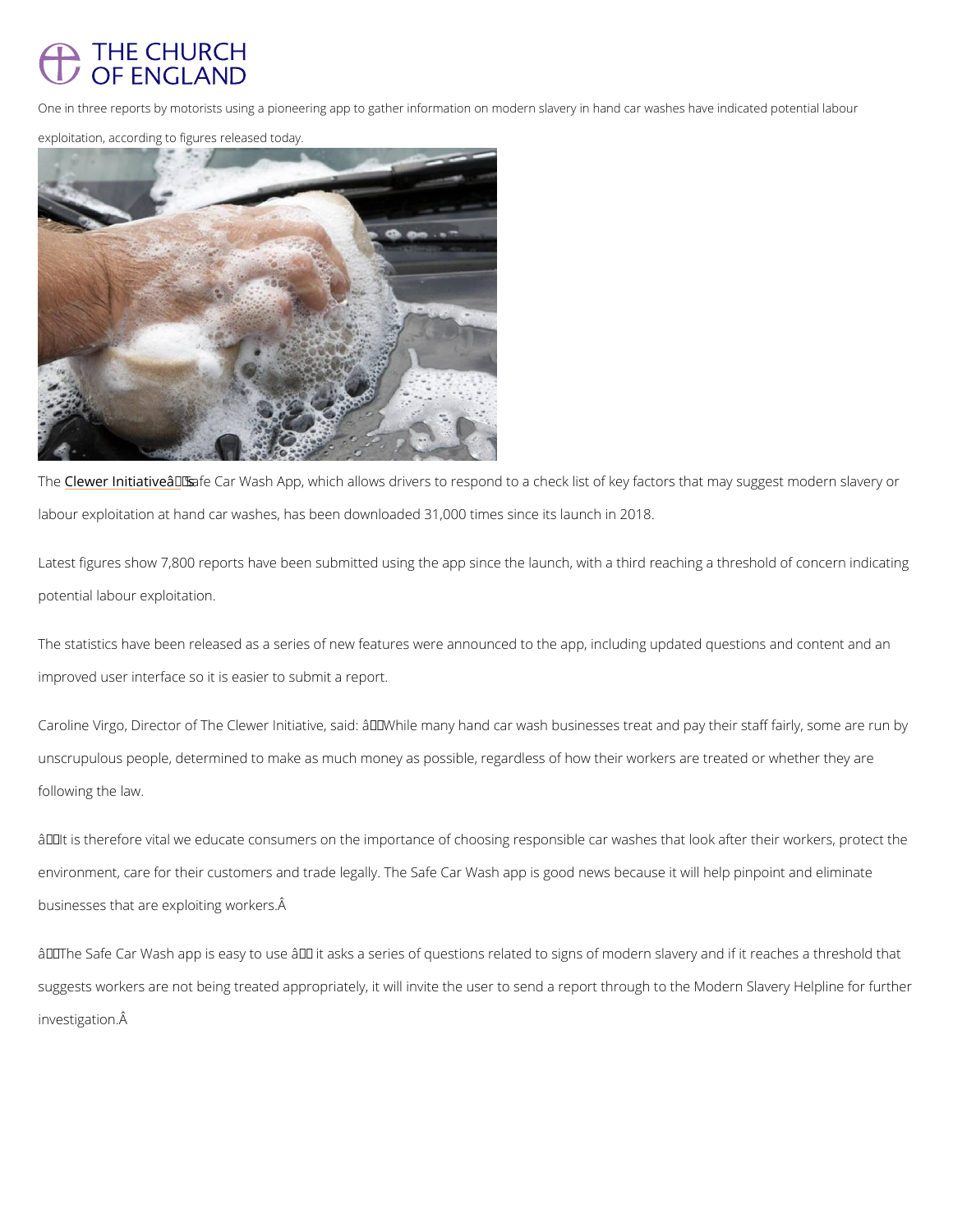One in three reports by motorists using a pioneering app to gather information on modern slavery in hand car washes have indicated potential labour exploitation, according to figures released today.

The Clewer Initiativeâs Safe Car Wash App, which allows drivers to respond to a check list of key factors that may suggest modern slavery or labour exploitation at hand car washes, has been downloaded 31,000 times since its launch in 2018.

Latest figures show 7,800 reports have been submitted using the app since the launch, with a third reaching a threshold of concern indicating potential labour exploitation.

The statistics have been released as a series of new features were announced to the app, including updated questions and content and an improved user interface so it is easier to submit a report.

Caroline Virgo, Director of The Clewer Initiative, said: âWhile many hand car wash businesses treat and pay their staff fairly, some are run by unscrupulous people, determined to make as much money as possible, regardless of how their workers are treated or whether they are following the law.

âIt is therefore vital we educate consumers on the importance of choosing responsible car washes that look after their workers, protect the environment, care for their customers and trade legally. The Safe Car Wash app is good news because it will help pinpoint and eliminate businesses that are exploiting workers.Â

âThe Safe Car Wash app is easy to use â it asks a series of questions related to signs of modern slavery and if it reaches a threshold that suggests workers are not being treated appropriately, it will invite the user to send a report through to the Modern Slavery Helpline for further investigation.Â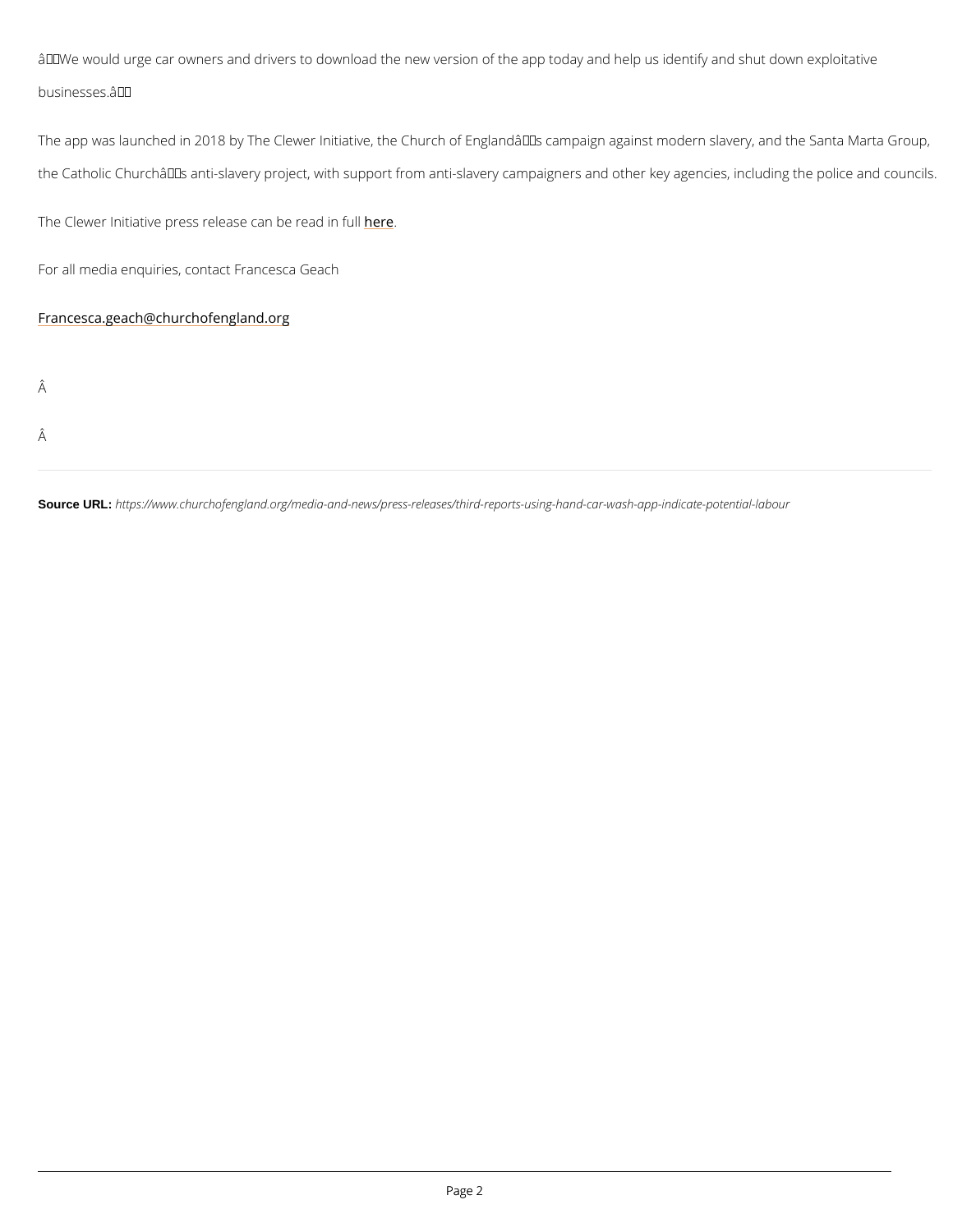â We would urge car owners and drivers to download the new version of the app today and help us identify and shut down exploitative businesses.â

The app was launched in 2018 by The Clewer Initiative, the Church of Englandâs campaign against modern slavery, and the Santa Marta Group, the Catholic Churchâs anti-slavery project, with support from anti-slavery campaigners and other key agencies, including the police and councils.

The Clewer Initiative press release can be read in full here.

For all media enquiries, contact Francesca Geach

Francesca.geach@churchofengland.org

Â

Â

---

**Source URL:** https://www.churchofengland.org/media-and-news/press-releases/third-reports-using-hand-car-wash-app-indicate-potential-labour